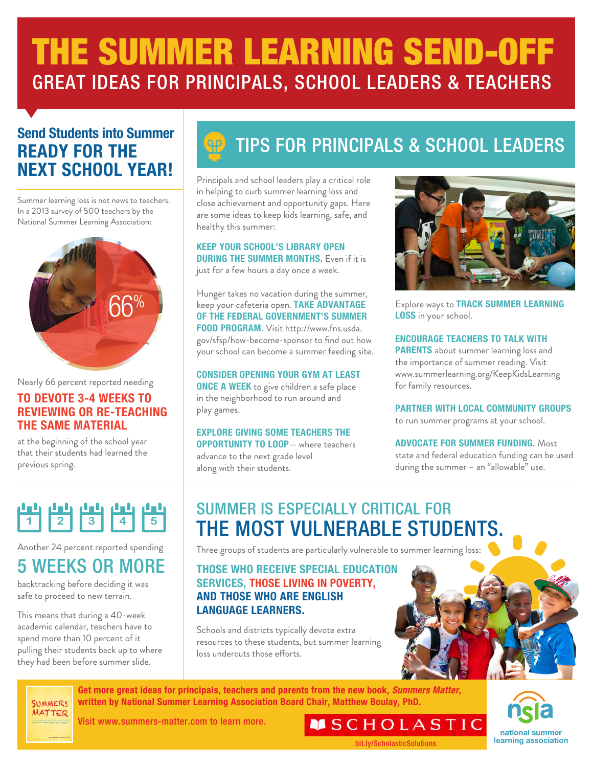# THE SUMMER LEARNING SEND-OFF

## GREAT IDEAS FOR PRINCIPALS, SCHOOL LEADERS & TEACHERS

## Send Students into Summer READY FOR THE NEXT SCHOOL YEAR!

Summer learning loss is not news to teachers. In a 2013 survey of 500 teachers by the National Summer Learning Association:

66%

Nearly 66 percent reported needing

**TO DEVOTE 3-4 WEEKS TO REVIEWING OR RE-TEACHING THE SAME MATERIAL**

at the beginning of the school year that their students had learned the previous spring.

1 2 3 4 5

Another 24 percent reported spending

**5 WEEKS OR MORE**

backtracking before deciding it was safe to proceed to new terrain.

This means that during a 40-week academic calendar, teachers have to spend more than 10 percent of it pulling their students back up to where they had been before summer slide.

## TIPS FOR PRINCIPALS & SCHOOL LEADERS

Principals and school leaders play a critical role in helping to curb summer learning loss and close achievement and opportunity gaps. Here are some ideas to keep kids learning, safe, and healthy this summer:

**KEEP YOUR SCHOOL'S LIBRARY OPEN DURING THE SUMMER MONTHS.** Even if it is just for a few hours a day once a week.

Hunger takes no vacation during the summer, keep your cafeteria open. **TAKE ADVANTAGE OF THE FEDERAL GOVERNMENT'S SUMMER FOOD PROGRAM.** Visit http://www.fns.usda.gov/sfsp/how-become-sponsor to find out how your school can become a summer feeding site.

**CONSIDER OPENING YOUR GYM AT LEAST ONCE A WEEK** to give children a safe place in the neighborhood to run around and play games.

**EXPLORE GIVING SOME TEACHERS THE OPPORTUNITY TO LOOP**— where teachers advance to the next grade level along with their students.

Explore ways to **TRACK SUMMER LEARNING LOSS** in your school.

**ENCOURAGE TEACHERS TO TALK WITH PARENTS** about summer learning loss and the importance of summer reading. Visit www.summerlearning.org/KeepKidsLearning for family resources.

**PARTNER WITH LOCAL COMMUNITY GROUPS** to run summer programs at your school.

**ADVOCATE FOR SUMMER FUNDING.** Most state and federal education funding can be used during the summer – an "allowable" use.

## SUMMER IS ESPECIALLY CRITICAL FOR THE MOST VULNERABLE STUDENTS.

Three groups of students are particularly vulnerable to summer learning loss:

**THOSE WHO RECEIVE SPECIAL EDUCATION SERVICES, THOSE LIVING IN POVERTY, AND THOSE WHO ARE ENGLISH LANGUAGE LEARNERS.**

Schools and districts typically devote extra resources to these students, but summer learning loss undercuts those efforts.

**Get more great ideas for principals, teachers and parents from the new book, *Summers Matter*, written by National Summer Learning Association Board Chair, Matthew Boulay, PhD.**

**Visit www.summers-matter.com to learn more.**

SCHOLASTIC

bit.ly/ScholasticSolutions

nsla — national summer learning association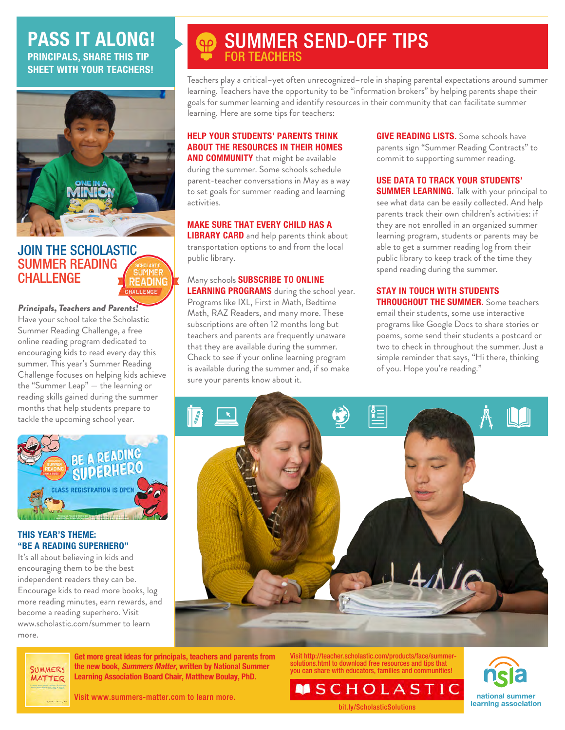## PASS IT ALONG!

**PRINCIPALS, SHARE THIS TIP SHEET WITH YOUR TEACHERS!**

### JOIN THE SCHOLASTIC SUMMER READING CHALLENGE

***Principals, Teachers and Parents!*** Have your school take the Scholastic Summer Reading Challenge, a free online reading program dedicated to encouraging kids to read every day this summer. This year's Summer Reading Challenge focuses on helping kids achieve the "Summer Leap" — the learning or reading skills gained during the summer months that help students prepare to tackle the upcoming school year.

### THIS YEAR'S THEME: "BE A READING SUPERHERO"

It's all about believing in kids and encouraging them to be the best independent readers they can be. Encourage kids to read more books, log more reading minutes, earn rewards, and become a reading superhero. Visit www.scholastic.com/summer to learn more.

# SUMMER SEND-OFF TIPS FOR TEACHERS

Teachers play a critical–yet often unrecognized–role in shaping parental expectations around summer learning. Teachers have the opportunity to be "information brokers" by helping parents shape their goals for summer learning and identify resources in their community that can facilitate summer learning. Here are some tips for teachers:

**HELP YOUR STUDENTS' PARENTS THINK ABOUT THE RESOURCES IN THEIR HOMES AND COMMUNITY** that might be available during the summer. Some schools schedule parent-teacher conversations in May as a way to set goals for summer reading and learning activities.

**MAKE SURE THAT EVERY CHILD HAS A LIBRARY CARD** and help parents think about transportation options to and from the local public library.

Many schools **SUBSCRIBE TO ONLINE LEARNING PROGRAMS** during the school year. Programs like IXL, First in Math, Bedtime Math, RAZ Readers, and many more. These subscriptions are often 12 months long but teachers and parents are frequently unaware that they are available during the summer. Check to see if your online learning program is available during the summer and, if so make sure your parents know about it.

**GIVE READING LISTS.** Some schools have parents sign "Summer Reading Contracts" to commit to supporting summer reading.

**USE DATA TO TRACK YOUR STUDENTS' SUMMER LEARNING.** Talk with your principal to see what data can be easily collected. And help parents track their own children's activities: if they are not enrolled in an organized summer learning program, students or parents may be able to get a summer reading log from their public library to keep track of the time they spend reading during the summer.

**STAY IN TOUCH WITH STUDENTS THROUGHOUT THE SUMMER.** Some teachers email their students, some use interactive programs like Google Docs to share stories or poems, some send their students a postcard or two to check in throughout the summer. Just a simple reminder that says, "Hi there, thinking of you. Hope you're reading."

**Get more great ideas for principals, teachers and parents from the new book, *Summers Matter*, written by National Summer Learning Association Board Chair, Matthew Boulay, PhD.**

Visit www.summers-matter.com to learn more.

Visit http://teacher.scholastic.com/products/face/summer-solutions.html to download free resources and tips that you can share with educators, families and communities!

SCHOLASTIC

bit.ly/ScholasticSolutions

nsla national summer learning association